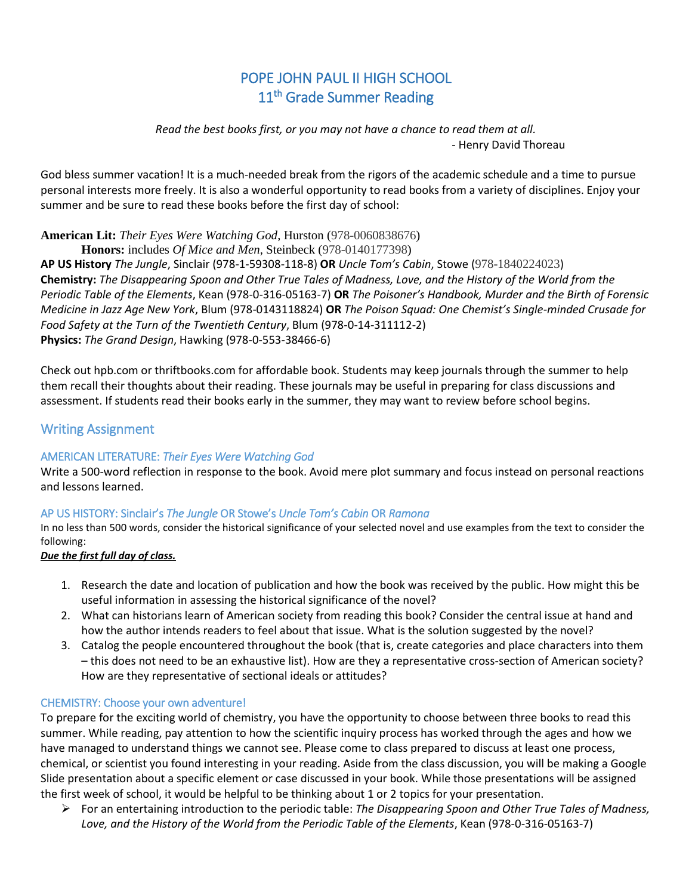# POPE JOHN PAUL II HIGH SCHOOL
## 11th Grade Summer Reading

*Read the best books first, or you may not have a chance to read them at all.*
- Henry David Thoreau

God bless summer vacation! It is a much-needed break from the rigors of the academic schedule and a time to pursue personal interests more freely. It is also a wonderful opportunity to read books from a variety of disciplines. Enjoy your summer and be sure to read these books before the first day of school:

**American Lit:** *Their Eyes Were Watching God*, Hurston (978-0060838676)
**Honors:** includes *Of Mice and Men*, Steinbeck (978-0140177398)
**AP US History** *The Jungle*, Sinclair (978-1-59308-118-8) **OR** *Uncle Tom's Cabin*, Stowe (978-1840224023)
**Chemistry:** *The Disappearing Spoon and Other True Tales of Madness, Love, and the History of the World from the Periodic Table of the Elements*, Kean (978-0-316-05163-7) **OR** *The Poisoner's Handbook, Murder and the Birth of Forensic Medicine in Jazz Age New York*, Blum (978-0143118824) **OR** *The Poison Squad: One Chemist's Single-minded Crusade for Food Safety at the Turn of the Twentieth Century*, Blum (978-0-14-311112-2)
**Physics:** *The Grand Design*, Hawking (978-0-553-38466-6)

Check out hpb.com or thriftbooks.com for affordable book. Students may keep journals through the summer to help them recall their thoughts about their reading. These journals may be useful in preparing for class discussions and assessment. If students read their books early in the summer, they may want to review before school begins.

## Writing Assignment

### AMERICAN LITERATURE: *Their Eyes Were Watching God*

Write a 500-word reflection in response to the book. Avoid mere plot summary and focus instead on personal reactions and lessons learned.

### AP US HISTORY: Sinclair's *The Jungle* OR Stowe's *Uncle Tom's Cabin* OR *Ramona*

In no less than 500 words, consider the historical significance of your selected novel and use examples from the text to consider the following:

***Due the first full day of class.***

1. Research the date and location of publication and how the book was received by the public. How might this be useful information in assessing the historical significance of the novel?
2. What can historians learn of American society from reading this book? Consider the central issue at hand and how the author intends readers to feel about that issue. What is the solution suggested by the novel?
3. Catalog the people encountered throughout the book (that is, create categories and place characters into them – this does not need to be an exhaustive list). How are they a representative cross-section of American society? How are they representative of sectional ideals or attitudes?

### CHEMISTRY: Choose your own adventure!

To prepare for the exciting world of chemistry, you have the opportunity to choose between three books to read this summer. While reading, pay attention to how the scientific inquiry process has worked through the ages and how we have managed to understand things we cannot see. Please come to class prepared to discuss at least one process, chemical, or scientist you found interesting in your reading. Aside from the class discussion, you will be making a Google Slide presentation about a specific element or case discussed in your book. While those presentations will be assigned the first week of school, it would be helpful to be thinking about 1 or 2 topics for your presentation.

- For an entertaining introduction to the periodic table: *The Disappearing Spoon and Other True Tales of Madness, Love, and the History of the World from the Periodic Table of the Elements*, Kean (978-0-316-05163-7)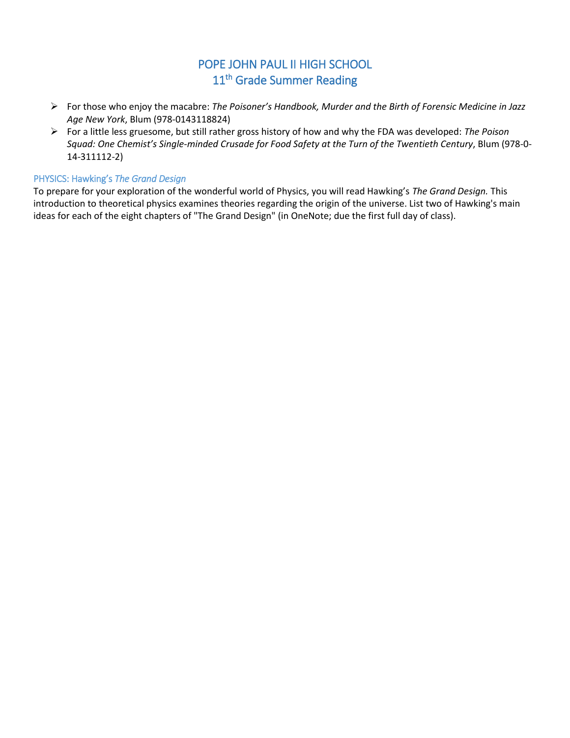# POPE JOHN PAUL II HIGH SCHOOL
## 11th Grade Summer Reading

- For those who enjoy the macabre: *The Poisoner's Handbook, Murder and the Birth of Forensic Medicine in Jazz Age New York*, Blum (978-0143118824)
- For a little less gruesome, but still rather gross history of how and why the FDA was developed: *The Poison Squad: One Chemist's Single-minded Crusade for Food Safety at the Turn of the Twentieth Century*, Blum (978-0-14-311112-2)

### PHYSICS: Hawking's *The Grand Design*

To prepare for your exploration of the wonderful world of Physics, you will read Hawking's *The Grand Design.* This introduction to theoretical physics examines theories regarding the origin of the universe. List two of Hawking's main ideas for each of the eight chapters of "The Grand Design" (in OneNote; due the first full day of class).